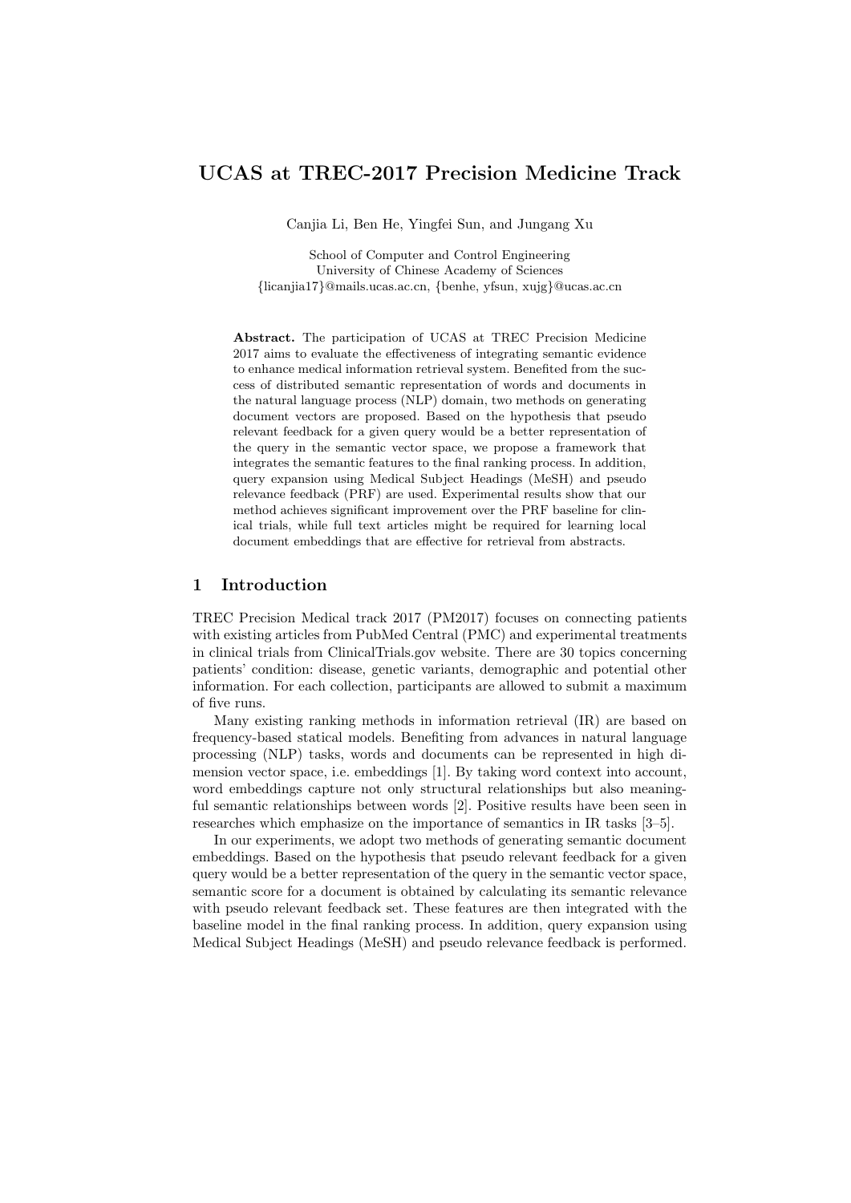# UCAS at TREC-2017 Precision Medicine Track

Canjia Li, Ben He, Yingfei Sun, and Jungang Xu

School of Computer and Control Engineering
University of Chinese Academy of Sciences
{licanjia17}@mails.ucas.ac.cn, {benhe, yfsun, xujg}@ucas.ac.cn

**Abstract.** The participation of UCAS at TREC Precision Medicine 2017 aims to evaluate the effectiveness of integrating semantic evidence to enhance medical information retrieval system. Benefited from the success of distributed semantic representation of words and documents in the natural language process (NLP) domain, two methods on generating document vectors are proposed. Based on the hypothesis that pseudo relevant feedback for a given query would be a better representation of the query in the semantic vector space, we propose a framework that integrates the semantic features to the final ranking process. In addition, query expansion using Medical Subject Headings (MeSH) and pseudo relevance feedback (PRF) are used. Experimental results show that our method achieves significant improvement over the PRF baseline for clinical trials, while full text articles might be required for learning local document embeddings that are effective for retrieval from abstracts.

## 1 Introduction

TREC Precision Medical track 2017 (PM2017) focuses on connecting patients with existing articles from PubMed Central (PMC) and experimental treatments in clinical trials from ClinicalTrials.gov website. There are 30 topics concerning patients' condition: disease, genetic variants, demographic and potential other information. For each collection, participants are allowed to submit a maximum of five runs.

Many existing ranking methods in information retrieval (IR) are based on frequency-based statical models. Benefiting from advances in natural language processing (NLP) tasks, words and documents can be represented in high dimension vector space, i.e. embeddings [1]. By taking word context into account, word embeddings capture not only structural relationships but also meaningful semantic relationships between words [2]. Positive results have been seen in researches which emphasize on the importance of semantics in IR tasks [3–5].

In our experiments, we adopt two methods of generating semantic document embeddings. Based on the hypothesis that pseudo relevant feedback for a given query would be a better representation of the query in the semantic vector space, semantic score for a document is obtained by calculating its semantic relevance with pseudo relevant feedback set. These features are then integrated with the baseline model in the final ranking process. In addition, query expansion using Medical Subject Headings (MeSH) and pseudo relevance feedback is performed.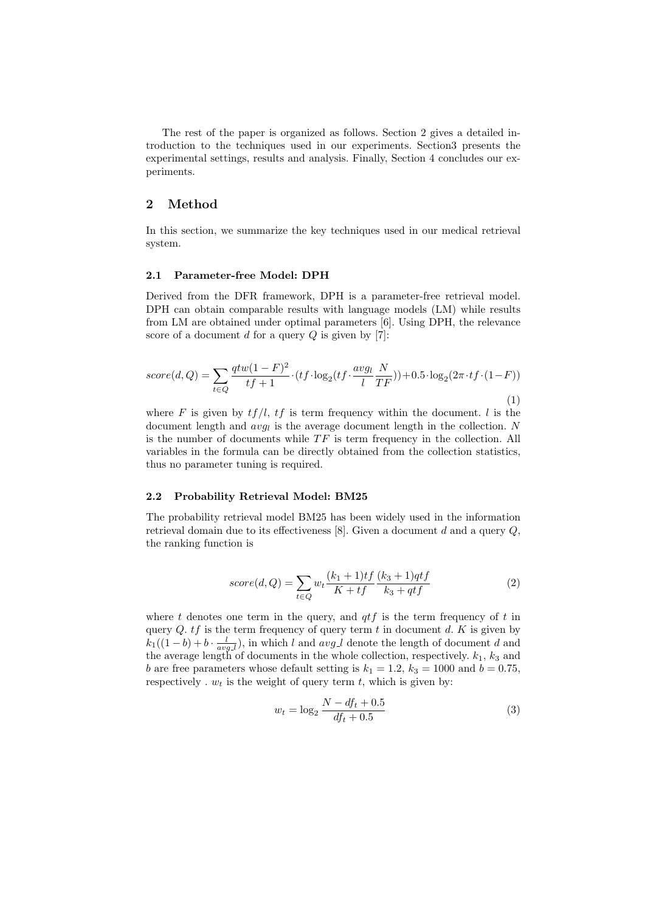The rest of the paper is organized as follows. Section 2 gives a detailed introduction to the techniques used in our experiments. Section3 presents the experimental settings, results and analysis. Finally, Section 4 concludes our experiments.

## 2 Method

In this section, we summarize the key techniques used in our medical retrieval system.

### 2.1 Parameter-free Model: DPH

Derived from the DFR framework, DPH is a parameter-free retrieval model. DPH can obtain comparable results with language models (LM) while results from LM are obtained under optimal parameters [6]. Using DPH, the relevance score of a document $d$ for a query $Q$ is given by [7]:

$$score(d, Q) = \sum_{t \in Q} \frac{qtw(1-F)^2}{tf+1} \cdot (tf \cdot \log_2(tf \cdot \frac{avg_l}{l} \frac{N}{TF})) + 0.5 \cdot \log_2(2\pi \cdot tf \cdot (1-F)) \tag{1}$$

where $F$ is given by $tf/l$, $tf$ is term frequency within the document. $l$ is the document length and $avg_l$ is the average document length in the collection. $N$ is the number of documents while $TF$ is term frequency in the collection. All variables in the formula can be directly obtained from the collection statistics, thus no parameter tuning is required.

### 2.2 Probability Retrieval Model: BM25

The probability retrieval model BM25 has been widely used in the information retrieval domain due to its effectiveness [8]. Given a document $d$ and a query $Q$, the ranking function is

$$score(d, Q) = \sum_{t \in Q} w_t \frac{(k_1+1)tf}{K+tf} \frac{(k_3+1)qtf}{k_3+qtf} \tag{2}$$

where $t$ denotes one term in the query, and $qtf$ is the term frequency of $t$ in query $Q$. $tf$ is the term frequency of query term $t$ in document $d$. $K$ is given by $k_1((1-b)+b \cdot \frac{l}{avg\_l})$, in which $l$ and $avg\_l$ denote the length of document $d$ and the average length of documents in the whole collection, respectively. $k_1$, $k_3$ and $b$ are free parameters whose default setting is $k_1 = 1.2$, $k_3 = 1000$ and $b = 0.75$, respectively . $w_t$ is the weight of query term $t$, which is given by:

$$w_t = \log_2 \frac{N - df_t + 0.5}{df_t + 0.5} \tag{3}$$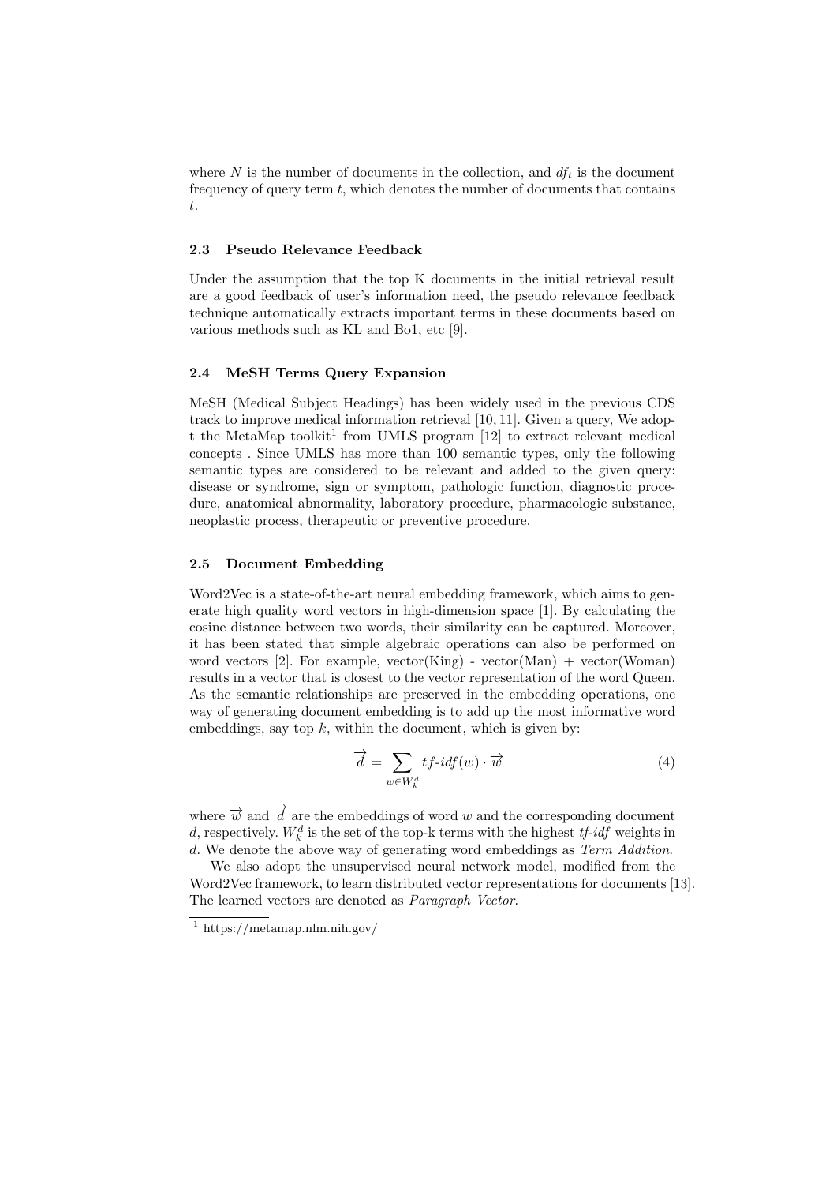where $N$ is the number of documents in the collection, and $df_t$ is the document frequency of query term $t$, which denotes the number of documents that contains $t$.

### 2.3 Pseudo Relevance Feedback

Under the assumption that the top K documents in the initial retrieval result are a good feedback of user's information need, the pseudo relevance feedback technique automatically extracts important terms in these documents based on various methods such as KL and Bo1, etc [9].

### 2.4 MeSH Terms Query Expansion

MeSH (Medical Subject Headings) has been widely used in the previous CDS track to improve medical information retrieval [10, 11]. Given a query, We adopt the MetaMap toolkit[1] from UMLS program [12] to extract relevant medical concepts . Since UMLS has more than 100 semantic types, only the following semantic types are considered to be relevant and added to the given query: disease or syndrome, sign or symptom, pathologic function, diagnostic procedure, anatomical abnormality, laboratory procedure, pharmacologic substance, neoplastic process, therapeutic or preventive procedure.

### 2.5 Document Embedding

Word2Vec is a state-of-the-art neural embedding framework, which aims to generate high quality word vectors in high-dimension space [1]. By calculating the cosine distance between two words, their similarity can be captured. Moreover, it has been stated that simple algebraic operations can also be performed on word vectors [2]. For example, vector(King) - vector(Man) + vector(Woman) results in a vector that is closest to the vector representation of the word Queen. As the semantic relationships are preserved in the embedding operations, one way of generating document embedding is to add up the most informative word embeddings, say top $k$, within the document, which is given by:

$$\overrightarrow{d} = \sum_{w \in W_k^d} tf\text{-}idf(w) \cdot \overrightarrow{w} \tag{4}$$

where $\overrightarrow{w}$ and $\overrightarrow{d}$ are the embeddings of word $w$ and the corresponding document $d$, respectively. $W_k^d$ is the set of the top-k terms with the highest *tf-idf* weights in $d$. We denote the above way of generating word embeddings as *Term Addition*.

We also adopt the unsupervised neural network model, modified from the Word2Vec framework, to learn distributed vector representations for documents [13]. The learned vectors are denoted as *Paragraph Vector*.

[1] https://metamap.nlm.nih.gov/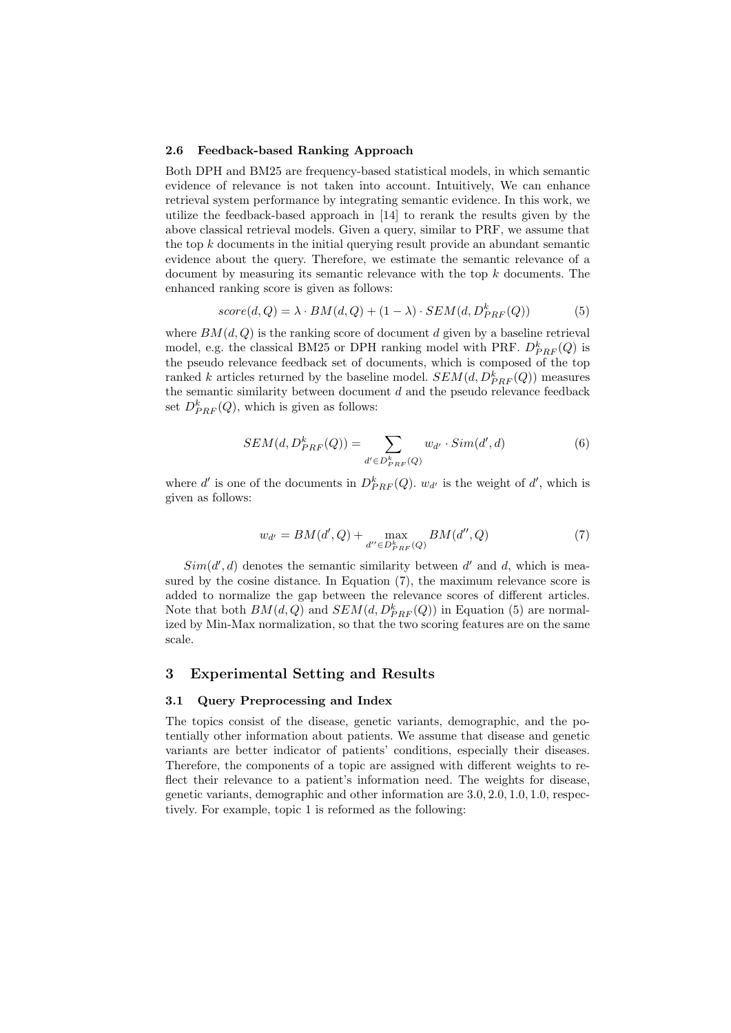### 2.6 Feedback-based Ranking Approach

Both DPH and BM25 are frequency-based statistical models, in which semantic evidence of relevance is not taken into account. Intuitively, We can enhance retrieval system performance by integrating semantic evidence. In this work, we utilize the feedback-based approach in [14] to rerank the results given by the above classical retrieval models. Given a query, similar to PRF, we assume that the top $k$ documents in the initial querying result provide an abundant semantic evidence about the query. Therefore, we estimate the semantic relevance of a document by measuring its semantic relevance with the top $k$ documents. The enhanced ranking score is given as follows:

$$score(d, Q) = \lambda \cdot BM(d, Q) + (1 - \lambda) \cdot SEM(d, D^{k}_{PRF}(Q)) \tag{5}$$

where $BM(d, Q)$ is the ranking score of document $d$ given by a baseline retrieval model, e.g. the classical BM25 or DPH ranking model with PRF. $D^{k}_{PRF}(Q)$ is the pseudo relevance feedback set of documents, which is composed of the top ranked $k$ articles returned by the baseline model. $SEM(d, D^{k}_{PRF}(Q))$ measures the semantic similarity between document $d$ and the pseudo relevance feedback set $D^{k}_{PRF}(Q)$, which is given as follows:

$$SEM(d, D^{k}_{PRF}(Q)) = \sum_{d' \in D^{k}_{PRF}(Q)} w_{d'} \cdot Sim(d', d) \tag{6}$$

where $d'$ is one of the documents in $D^{k}_{PRF}(Q)$. $w_{d'}$ is the weight of $d'$, which is given as follows:

$$w_{d'} = BM(d', Q) + \max_{d'' \in D^{k}_{PRF}(Q)} BM(d'', Q) \tag{7}$$

$Sim(d', d)$ denotes the semantic similarity between $d'$ and $d$, which is measured by the cosine distance. In Equation (7), the maximum relevance score is added to normalize the gap between the relevance scores of different articles. Note that both $BM(d, Q)$ and $SEM(d, D^{k}_{PRF}(Q))$ in Equation (5) are normalized by Min-Max normalization, so that the two scoring features are on the same scale.

## 3 Experimental Setting and Results

### 3.1 Query Preprocessing and Index

The topics consist of the disease, genetic variants, demographic, and the potentially other information about patients. We assume that disease and genetic variants are better indicator of patients' conditions, especially their diseases. Therefore, the components of a topic are assigned with different weights to reflect their relevance to a patient's information need. The weights for disease, genetic variants, demographic and other information are 3.0, 2.0, 1.0, 1.0, respectively. For example, topic 1 is reformed as the following: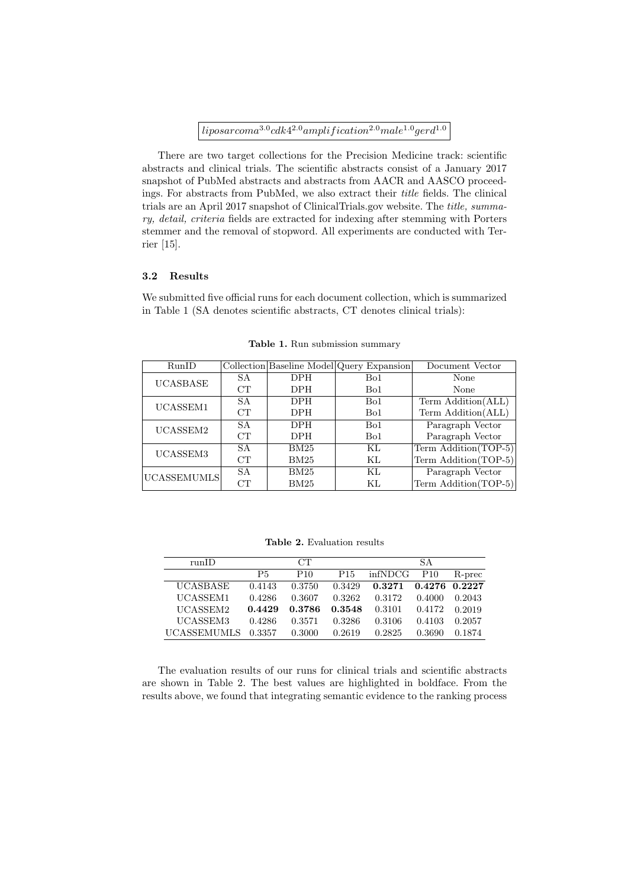$liposarcoma^{3.0} cdk4^{2.0} amplification^{2.0} male^{1.0} gerd^{1.0}$

There are two target collections for the Precision Medicine track: scientific abstracts and clinical trials. The scientific abstracts consist of a January 2017 snapshot of PubMed abstracts and abstracts from AACR and AASCO proceedings. For abstracts from PubMed, we also extract their *title* fields. The clinical trials are an April 2017 snapshot of ClinicalTrials.gov website. The *title, summary, detail, criteria* fields are extracted for indexing after stemming with Porters stemmer and the removal of stopword. All experiments are conducted with Terrier [15].

### 3.2 Results

We submitted five official runs for each document collection, which is summarized in Table 1 (SA denotes scientific abstracts, CT denotes clinical trials):

**Table 1.** Run submission summary

| RunID | Collection | Baseline Model | Query Expansion | Document Vector |
|---|---|---|---|---|
| UCASBASE | SA | DPH | Bo1 | None |
| | CT | DPH | Bo1 | None |
| UCASSEM1 | SA | DPH | Bo1 | Term Addition(ALL) |
| | CT | DPH | Bo1 | Term Addition(ALL) |
| UCASSEM2 | SA | DPH | Bo1 | Paragraph Vector |
| | CT | DPH | Bo1 | Paragraph Vector |
| UCASSEM3 | SA | BM25 | KL | Term Addition(TOP-5) |
| | CT | BM25 | KL | Term Addition(TOP-5) |
| UCASSEMUMLS | SA | BM25 | KL | Paragraph Vector |
| | CT | BM25 | KL | Term Addition(TOP-5) |

**Table 2.** Evaluation results

| runID | CT | | | SA | | |
|---|---|---|---|---|---|---|
| | P5 | P10 | P15 | infNDCG | P10 | R-prec |
| UCASBASE | 0.4143 | 0.3750 | 0.3429 | **0.3271** | **0.4276** | **0.2227** |
| UCASSEM1 | 0.4286 | 0.3607 | 0.3262 | 0.3172 | 0.4000 | 0.2043 |
| UCASSEM2 | **0.4429** | **0.3786** | **0.3548** | 0.3101 | 0.4172 | 0.2019 |
| UCASSEM3 | 0.4286 | 0.3571 | 0.3286 | 0.3106 | 0.4103 | 0.2057 |
| UCASSEMUMLS | 0.3357 | 0.3000 | 0.2619 | 0.2825 | 0.3690 | 0.1874 |

The evaluation results of our runs for clinical trials and scientific abstracts are shown in Table 2. The best values are highlighted in boldface. From the results above, we found that integrating semantic evidence to the ranking process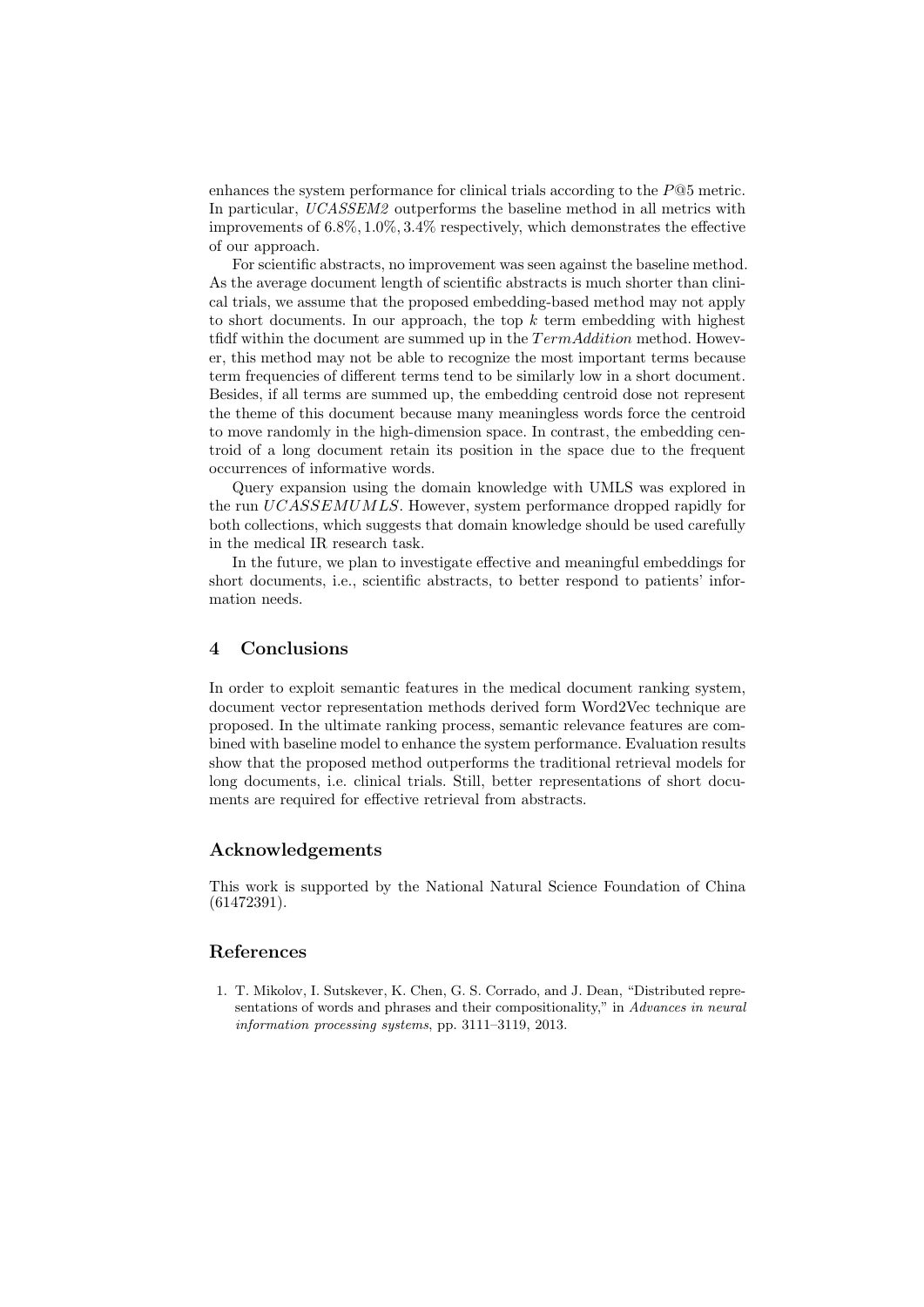enhances the system performance for clinical trials according to the $P@5$ metric. In particular, *UCASSEM2* outperforms the baseline method in all metrics with improvements of $6.8\%, 1.0\%, 3.4\%$ respectively, which demonstrates the effective of our approach.

For scientific abstracts, no improvement was seen against the baseline method. As the average document length of scientific abstracts is much shorter than clinical trials, we assume that the proposed embedding-based method may not apply to short documents. In our approach, the top $k$ term embedding with highest tfidf within the document are summed up in the $TermAddition$ method. However, this method may not be able to recognize the most important terms because term frequencies of different terms tend to be similarly low in a short document. Besides, if all terms are summed up, the embedding centroid dose not represent the theme of this document because many meaningless words force the centroid to move randomly in the high-dimension space. In contrast, the embedding centroid of a long document retain its position in the space due to the frequent occurrences of informative words.

Query expansion using the domain knowledge with UMLS was explored in the run $UCASSEMUMLS$. However, system performance dropped rapidly for both collections, which suggests that domain knowledge should be used carefully in the medical IR research task.

In the future, we plan to investigate effective and meaningful embeddings for short documents, i.e., scientific abstracts, to better respond to patients' information needs.

## 4 Conclusions

In order to exploit semantic features in the medical document ranking system, document vector representation methods derived form Word2Vec technique are proposed. In the ultimate ranking process, semantic relevance features are combined with baseline model to enhance the system performance. Evaluation results show that the proposed method outperforms the traditional retrieval models for long documents, i.e. clinical trials. Still, better representations of short documents are required for effective retrieval from abstracts.

## Acknowledgements

This work is supported by the National Natural Science Foundation of China (61472391).

## References

1. T. Mikolov, I. Sutskever, K. Chen, G. S. Corrado, and J. Dean, "Distributed representations of words and phrases and their compositionality," in *Advances in neural information processing systems*, pp. 3111–3119, 2013.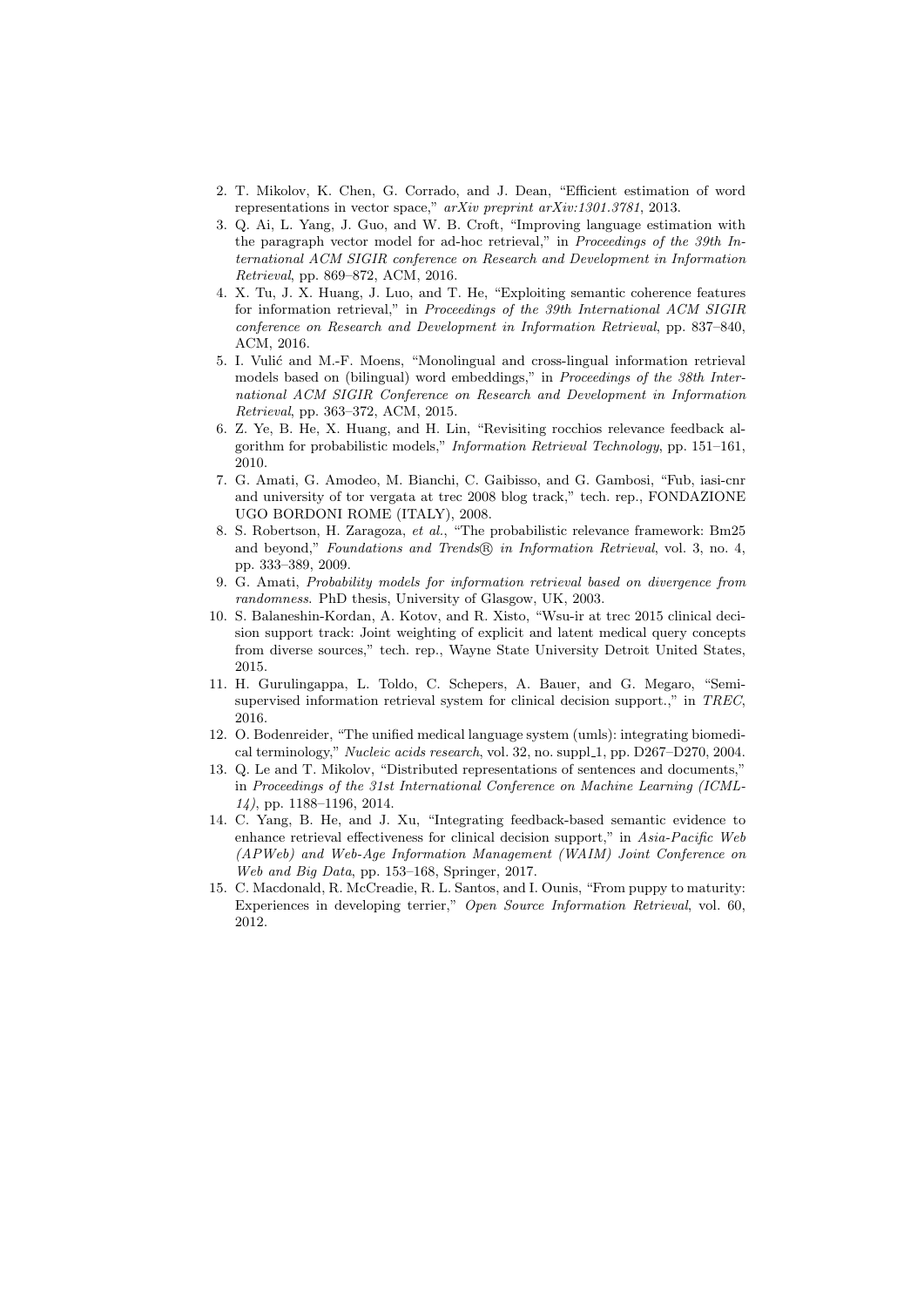2. T. Mikolov, K. Chen, G. Corrado, and J. Dean, "Efficient estimation of word representations in vector space," *arXiv preprint arXiv:1301.3781*, 2013.
3. Q. Ai, L. Yang, J. Guo, and W. B. Croft, "Improving language estimation with the paragraph vector model for ad-hoc retrieval," in *Proceedings of the 39th International ACM SIGIR conference on Research and Development in Information Retrieval*, pp. 869–872, ACM, 2016.
4. X. Tu, J. X. Huang, J. Luo, and T. He, "Exploiting semantic coherence features for information retrieval," in *Proceedings of the 39th International ACM SIGIR conference on Research and Development in Information Retrieval*, pp. 837–840, ACM, 2016.
5. I. Vulić and M.-F. Moens, "Monolingual and cross-lingual information retrieval models based on (bilingual) word embeddings," in *Proceedings of the 38th International ACM SIGIR Conference on Research and Development in Information Retrieval*, pp. 363–372, ACM, 2015.
6. Z. Ye, B. He, X. Huang, and H. Lin, "Revisiting rocchios relevance feedback algorithm for probabilistic models," *Information Retrieval Technology*, pp. 151–161, 2010.
7. G. Amati, G. Amodeo, M. Bianchi, C. Gaibisso, and G. Gambosi, "Fub, iasi-cnr and university of tor vergata at trec 2008 blog track," tech. rep., FONDAZIONE UGO BORDONI ROME (ITALY), 2008.
8. S. Robertson, H. Zaragoza, *et al.*, "The probabilistic relevance framework: Bm25 and beyond," *Foundations and Trends® in Information Retrieval*, vol. 3, no. 4, pp. 333–389, 2009.
9. G. Amati, *Probability models for information retrieval based on divergence from randomness*. PhD thesis, University of Glasgow, UK, 2003.
10. S. Balaneshin-Kordan, A. Kotov, and R. Xisto, "Wsu-ir at trec 2015 clinical decision support track: Joint weighting of explicit and latent medical query concepts from diverse sources," tech. rep., Wayne State University Detroit United States, 2015.
11. H. Gurulingappa, L. Toldo, C. Schepers, A. Bauer, and G. Megaro, "Semi-supervised information retrieval system for clinical decision support.," in *TREC*, 2016.
12. O. Bodenreider, "The unified medical language system (umls): integrating biomedical terminology," *Nucleic acids research*, vol. 32, no. suppl_1, pp. D267–D270, 2004.
13. Q. Le and T. Mikolov, "Distributed representations of sentences and documents," in *Proceedings of the 31st International Conference on Machine Learning (ICML-14)*, pp. 1188–1196, 2014.
14. C. Yang, B. He, and J. Xu, "Integrating feedback-based semantic evidence to enhance retrieval effectiveness for clinical decision support," in *Asia-Pacific Web (APWeb) and Web-Age Information Management (WAIM) Joint Conference on Web and Big Data*, pp. 153–168, Springer, 2017.
15. C. Macdonald, R. McCreadie, R. L. Santos, and I. Ounis, "From puppy to maturity: Experiences in developing terrier," *Open Source Information Retrieval*, vol. 60, 2012.